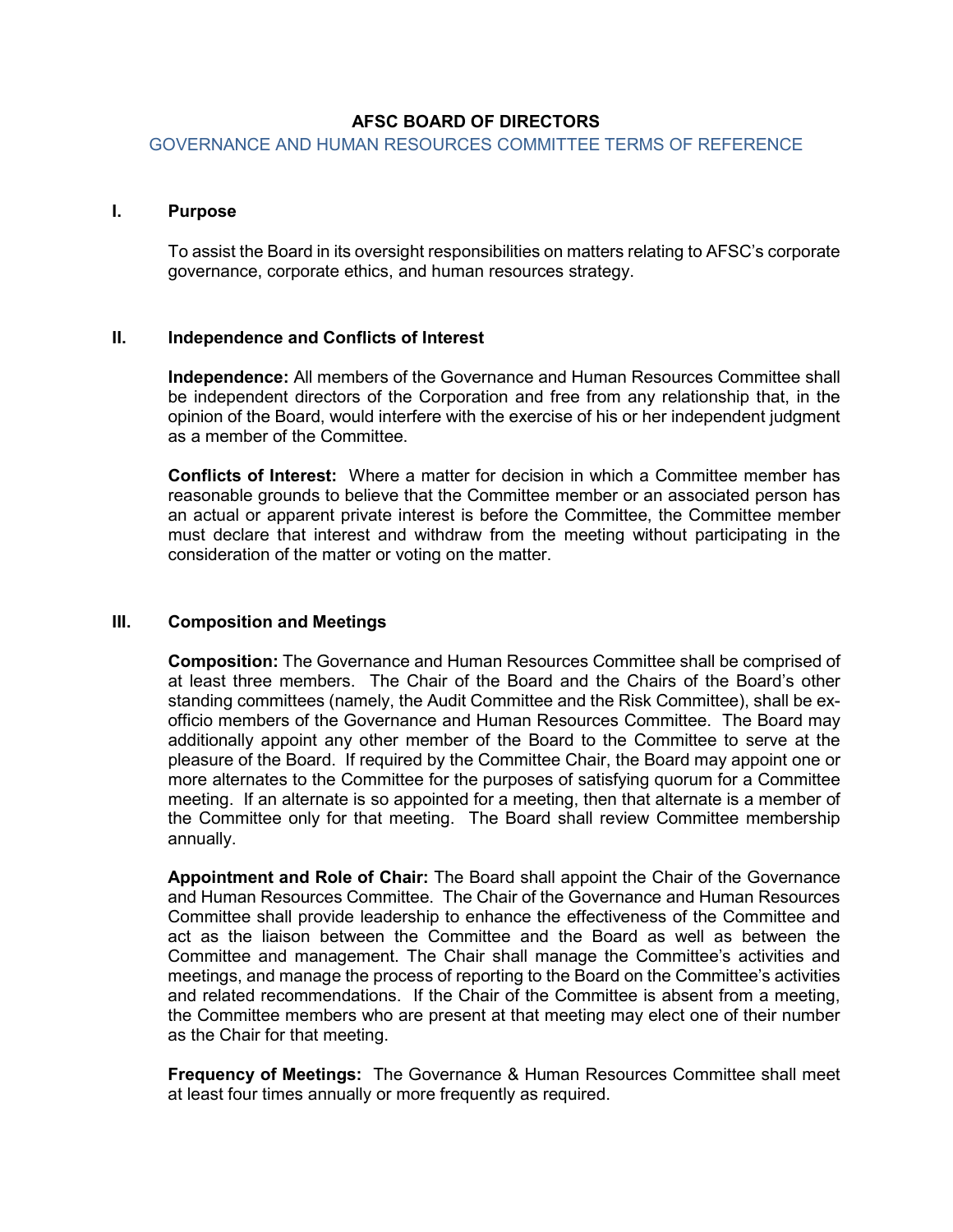# AFSC BOARD OF DIRECTORS

## GOVERNANCE AND HUMAN RESOURCES COMMITTEE TERMS OF REFERENCE

### I. Purpose

To assist the Board in its oversight responsibilities on matters relating to AFSC's corporate governance, corporate ethics, and human resources strategy.

### II. Independence and Conflicts of Interest

**Independence:** All members of the Governance and Human Resources Committee shall be independent directors of the Corporation and free from any relationship that, in the opinion of the Board, would interfere with the exercise of his or her independent judgment as a member of the Committee.

**Conflicts of Interest:** Where a matter for decision in which a Committee member has reasonable grounds to believe that the Committee member or an associated person has an actual or apparent private interest is before the Committee, the Committee member must declare that interest and withdraw from the meeting without participating in the consideration of the matter or voting on the matter.

### III. Composition and Meetings

**Composition:** The Governance and Human Resources Committee shall be comprised of at least three members. The Chair of the Board and the Chairs of the Board's other standing committees (namely, the Audit Committee and the Risk Committee), shall be ex-officio members of the Governance and Human Resources Committee. The Board may additionally appoint any other member of the Board to the Committee to serve at the pleasure of the Board. If required by the Committee Chair, the Board may appoint one or more alternates to the Committee for the purposes of satisfying quorum for a Committee meeting. If an alternate is so appointed for a meeting, then that alternate is a member of the Committee only for that meeting. The Board shall review Committee membership annually.

**Appointment and Role of Chair:** The Board shall appoint the Chair of the Governance and Human Resources Committee. The Chair of the Governance and Human Resources Committee shall provide leadership to enhance the effectiveness of the Committee and act as the liaison between the Committee and the Board as well as between the Committee and management. The Chair shall manage the Committee's activities and meetings, and manage the process of reporting to the Board on the Committee's activities and related recommendations. If the Chair of the Committee is absent from a meeting, the Committee members who are present at that meeting may elect one of their number as the Chair for that meeting.

**Frequency of Meetings:** The Governance & Human Resources Committee shall meet at least four times annually or more frequently as required.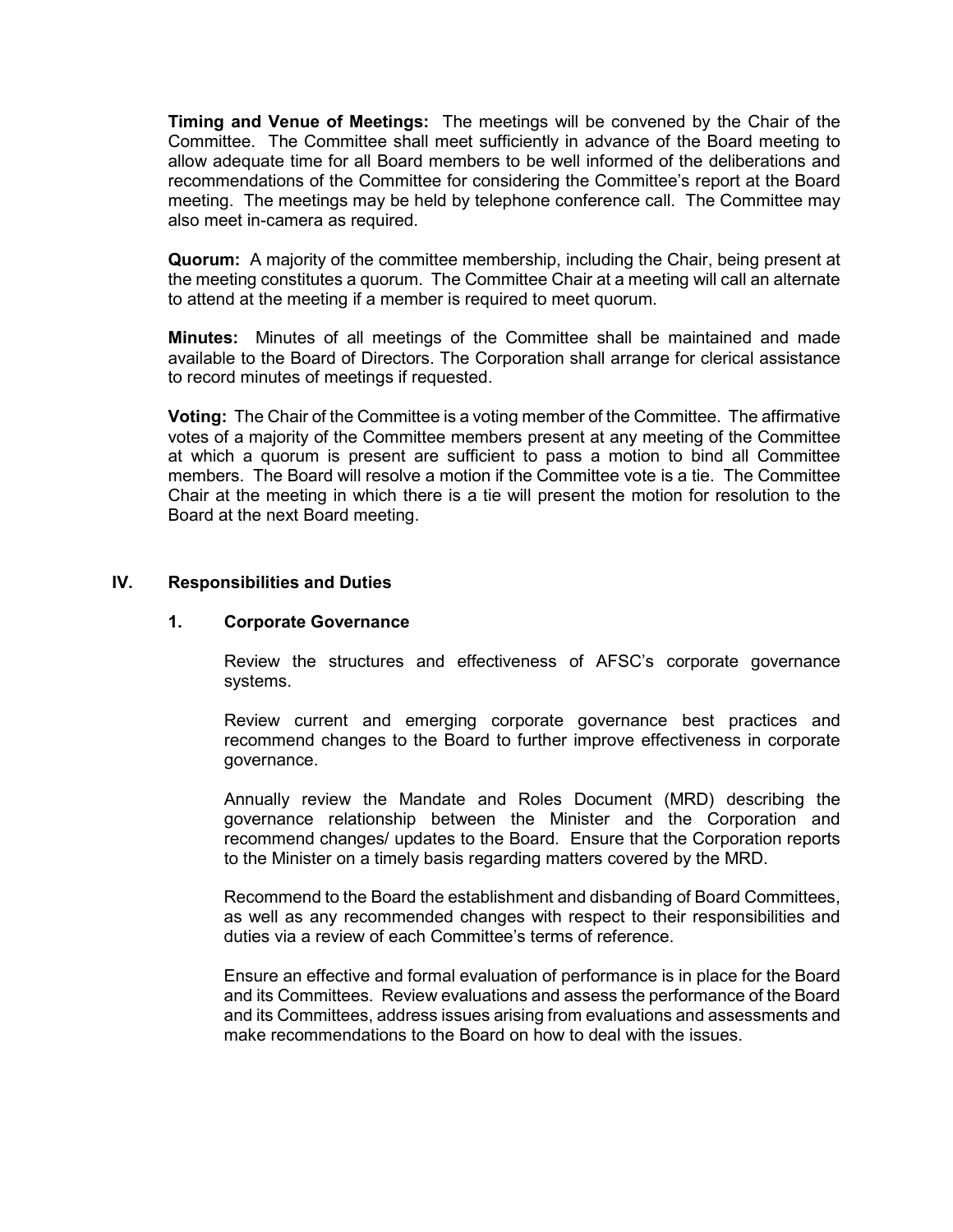**Timing and Venue of Meetings:** The meetings will be convened by the Chair of the Committee. The Committee shall meet sufficiently in advance of the Board meeting to allow adequate time for all Board members to be well informed of the deliberations and recommendations of the Committee for considering the Committee's report at the Board meeting. The meetings may be held by telephone conference call. The Committee may also meet in-camera as required.

**Quorum:** A majority of the committee membership, including the Chair, being present at the meeting constitutes a quorum. The Committee Chair at a meeting will call an alternate to attend at the meeting if a member is required to meet quorum.

**Minutes:** Minutes of all meetings of the Committee shall be maintained and made available to the Board of Directors. The Corporation shall arrange for clerical assistance to record minutes of meetings if requested.

**Voting:** The Chair of the Committee is a voting member of the Committee. The affirmative votes of a majority of the Committee members present at any meeting of the Committee at which a quorum is present are sufficient to pass a motion to bind all Committee members. The Board will resolve a motion if the Committee vote is a tie. The Committee Chair at the meeting in which there is a tie will present the motion for resolution to the Board at the next Board meeting.

## IV. Responsibilities and Duties

### 1. Corporate Governance

Review the structures and effectiveness of AFSC's corporate governance systems.

Review current and emerging corporate governance best practices and recommend changes to the Board to further improve effectiveness in corporate governance.

Annually review the Mandate and Roles Document (MRD) describing the governance relationship between the Minister and the Corporation and recommend changes/ updates to the Board. Ensure that the Corporation reports to the Minister on a timely basis regarding matters covered by the MRD.

Recommend to the Board the establishment and disbanding of Board Committees, as well as any recommended changes with respect to their responsibilities and duties via a review of each Committee's terms of reference.

Ensure an effective and formal evaluation of performance is in place for the Board and its Committees. Review evaluations and assess the performance of the Board and its Committees, address issues arising from evaluations and assessments and make recommendations to the Board on how to deal with the issues.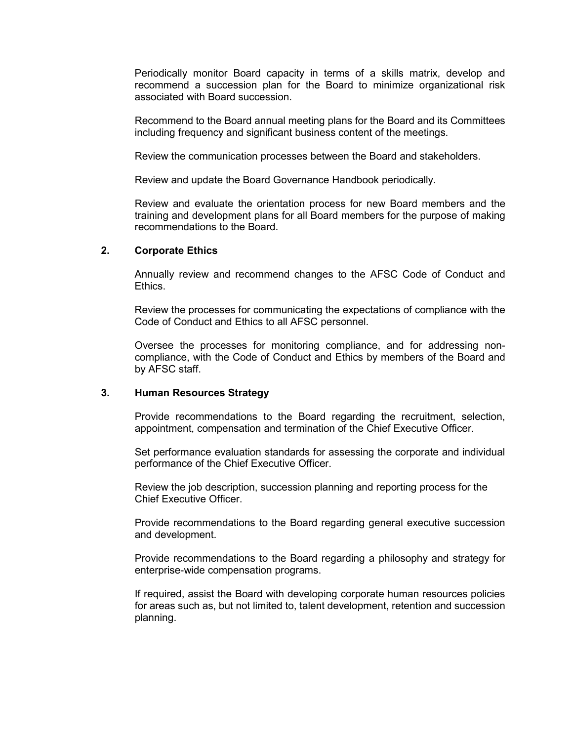Periodically monitor Board capacity in terms of a skills matrix, develop and recommend a succession plan for the Board to minimize organizational risk associated with Board succession.

Recommend to the Board annual meeting plans for the Board and its Committees including frequency and significant business content of the meetings.

Review the communication processes between the Board and stakeholders.

Review and update the Board Governance Handbook periodically.

Review and evaluate the orientation process for new Board members and the training and development plans for all Board members for the purpose of making recommendations to the Board.

### 2. Corporate Ethics

Annually review and recommend changes to the AFSC Code of Conduct and Ethics.

Review the processes for communicating the expectations of compliance with the Code of Conduct and Ethics to all AFSC personnel.

Oversee the processes for monitoring compliance, and for addressing non-compliance, with the Code of Conduct and Ethics by members of the Board and by AFSC staff.

### 3. Human Resources Strategy

Provide recommendations to the Board regarding the recruitment, selection, appointment, compensation and termination of the Chief Executive Officer.

Set performance evaluation standards for assessing the corporate and individual performance of the Chief Executive Officer.

Review the job description, succession planning and reporting process for the Chief Executive Officer.

Provide recommendations to the Board regarding general executive succession and development.

Provide recommendations to the Board regarding a philosophy and strategy for enterprise-wide compensation programs.

If required, assist the Board with developing corporate human resources policies for areas such as, but not limited to, talent development, retention and succession planning.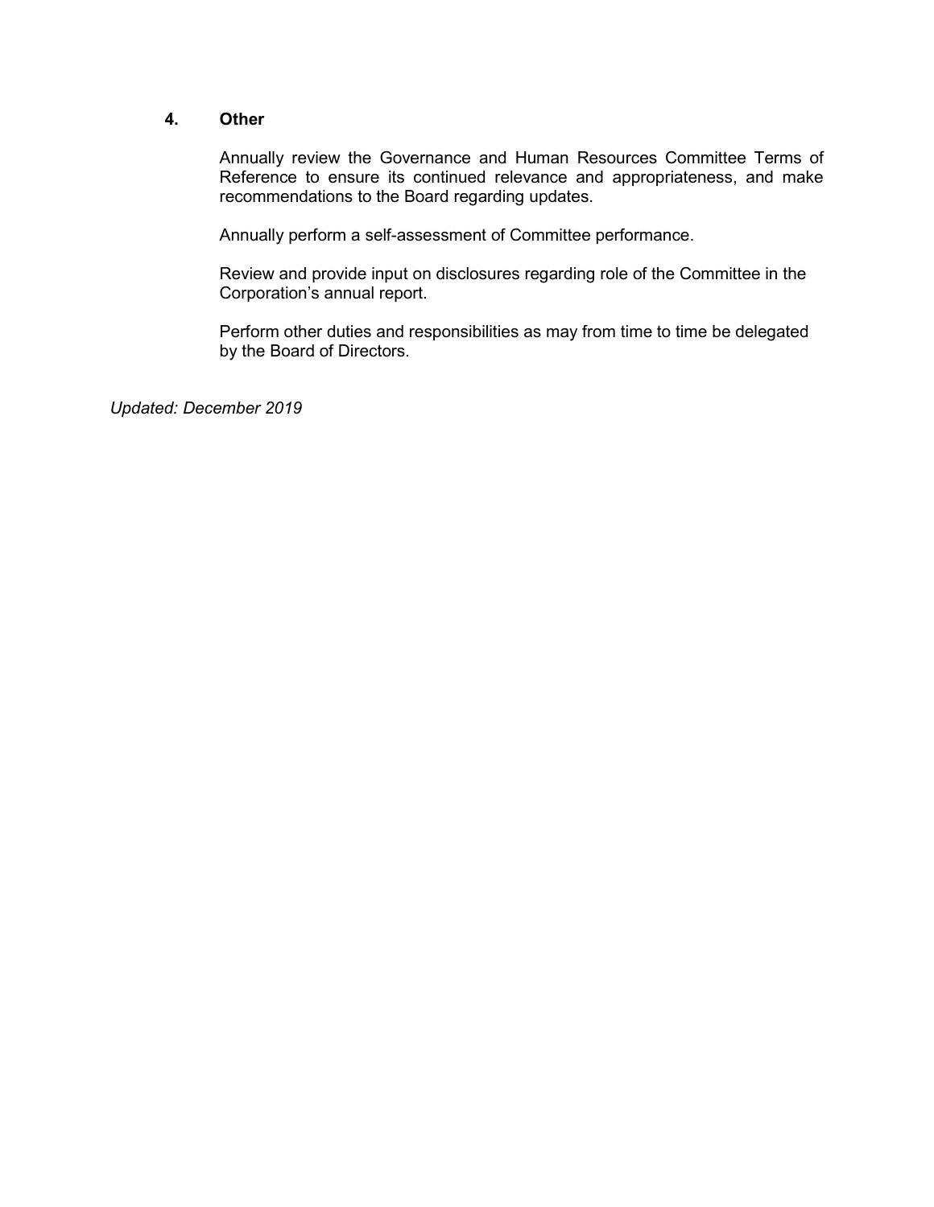### 4. Other

Annually review the Governance and Human Resources Committee Terms of Reference to ensure its continued relevance and appropriateness, and make recommendations to the Board regarding updates.

Annually perform a self-assessment of Committee performance.

Review and provide input on disclosures regarding role of the Committee in the Corporation's annual report.

Perform other duties and responsibilities as may from time to time be delegated by the Board of Directors.

*Updated: December 2019*